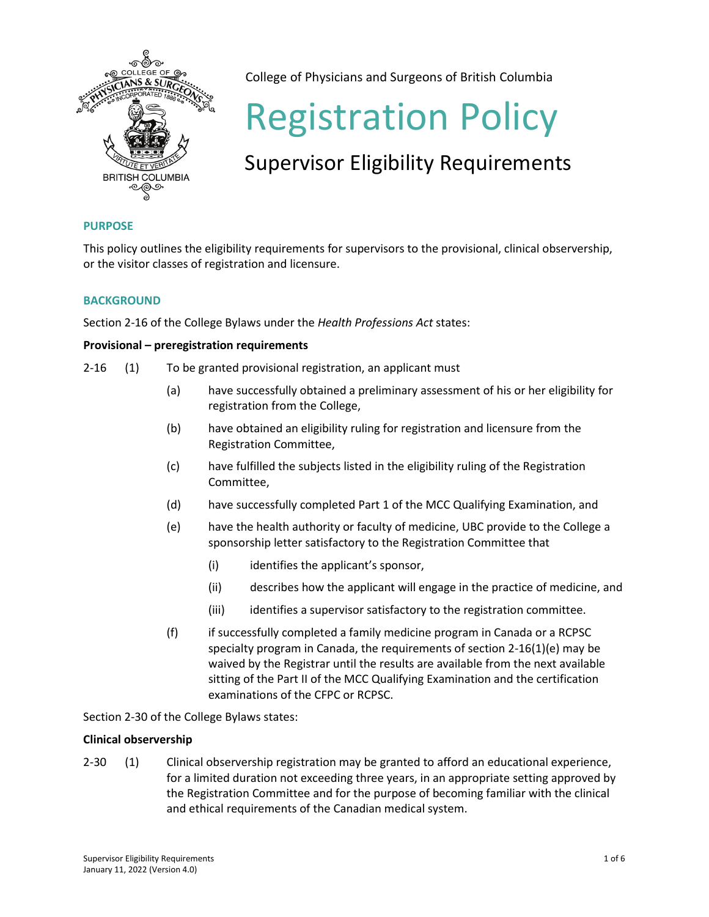College of Physicians and Surgeons of British Columbia

# Registration Policy

## Supervisor Eligibility Requirements

### PURPOSE

This policy outlines the eligibility requirements for supervisors to the provisional, clinical observership, or the visitor classes of registration and licensure.

### BACKGROUND

Section 2-16 of the College Bylaws under the *Health Professions Act* states:

**Provisional – preregistration requirements**

2-16 (1) To be granted provisional registration, an applicant must

- (a) have successfully obtained a preliminary assessment of his or her eligibility for registration from the College,
- (b) have obtained an eligibility ruling for registration and licensure from the Registration Committee,
- (c) have fulfilled the subjects listed in the eligibility ruling of the Registration Committee,
- (d) have successfully completed Part 1 of the MCC Qualifying Examination, and
- (e) have the health authority or faculty of medicine, UBC provide to the College a sponsorship letter satisfactory to the Registration Committee that
  - (i) identifies the applicant's sponsor,
  - (ii) describes how the applicant will engage in the practice of medicine, and
  - (iii) identifies a supervisor satisfactory to the registration committee.
- (f) if successfully completed a family medicine program in Canada or a RCPSC specialty program in Canada, the requirements of section 2-16(1)(e) may be waived by the Registrar until the results are available from the next available sitting of the Part II of the MCC Qualifying Examination and the certification examinations of the CFPC or RCPSC.

Section 2-30 of the College Bylaws states:

**Clinical observership**

2-30 (1) Clinical observership registration may be granted to afford an educational experience, for a limited duration not exceeding three years, in an appropriate setting approved by the Registration Committee and for the purpose of becoming familiar with the clinical and ethical requirements of the Canadian medical system.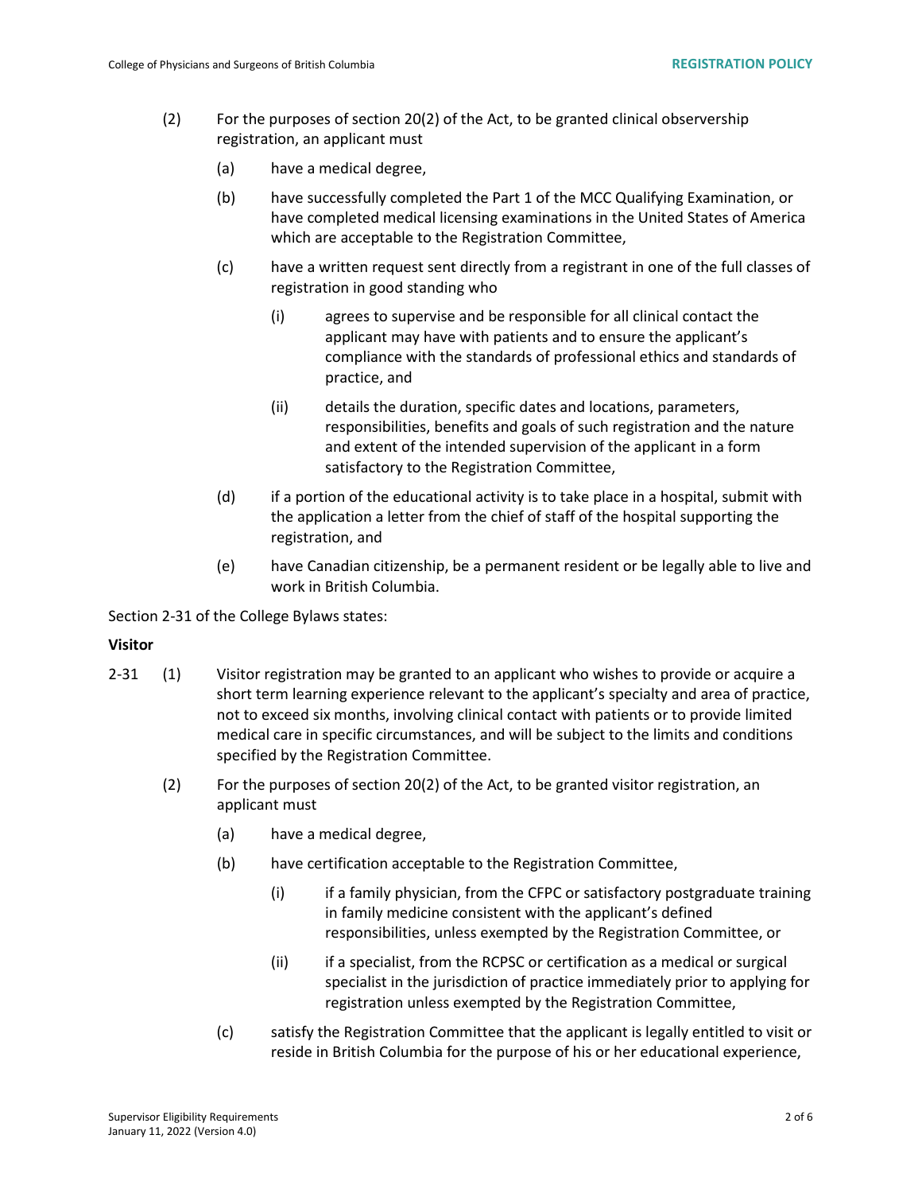(2) For the purposes of section 20(2) of the Act, to be granted clinical observership registration, an applicant must

(a) have a medical degree,

(b) have successfully completed the Part 1 of the MCC Qualifying Examination, or have completed medical licensing examinations in the United States of America which are acceptable to the Registration Committee,

(c) have a written request sent directly from a registrant in one of the full classes of registration in good standing who

(i) agrees to supervise and be responsible for all clinical contact the applicant may have with patients and to ensure the applicant's compliance with the standards of professional ethics and standards of practice, and

(ii) details the duration, specific dates and locations, parameters, responsibilities, benefits and goals of such registration and the nature and extent of the intended supervision of the applicant in a form satisfactory to the Registration Committee,

(d) if a portion of the educational activity is to take place in a hospital, submit with the application a letter from the chief of staff of the hospital supporting the registration, and

(e) have Canadian citizenship, be a permanent resident or be legally able to live and work in British Columbia.

Section 2-31 of the College Bylaws states:

**Visitor**

2-31 (1) Visitor registration may be granted to an applicant who wishes to provide or acquire a short term learning experience relevant to the applicant's specialty and area of practice, not to exceed six months, involving clinical contact with patients or to provide limited medical care in specific circumstances, and will be subject to the limits and conditions specified by the Registration Committee.

(2) For the purposes of section 20(2) of the Act, to be granted visitor registration, an applicant must

(a) have a medical degree,

(b) have certification acceptable to the Registration Committee,

(i) if a family physician, from the CFPC or satisfactory postgraduate training in family medicine consistent with the applicant's defined responsibilities, unless exempted by the Registration Committee, or

(ii) if a specialist, from the RCPSC or certification as a medical or surgical specialist in the jurisdiction of practice immediately prior to applying for registration unless exempted by the Registration Committee,

(c) satisfy the Registration Committee that the applicant is legally entitled to visit or reside in British Columbia for the purpose of his or her educational experience,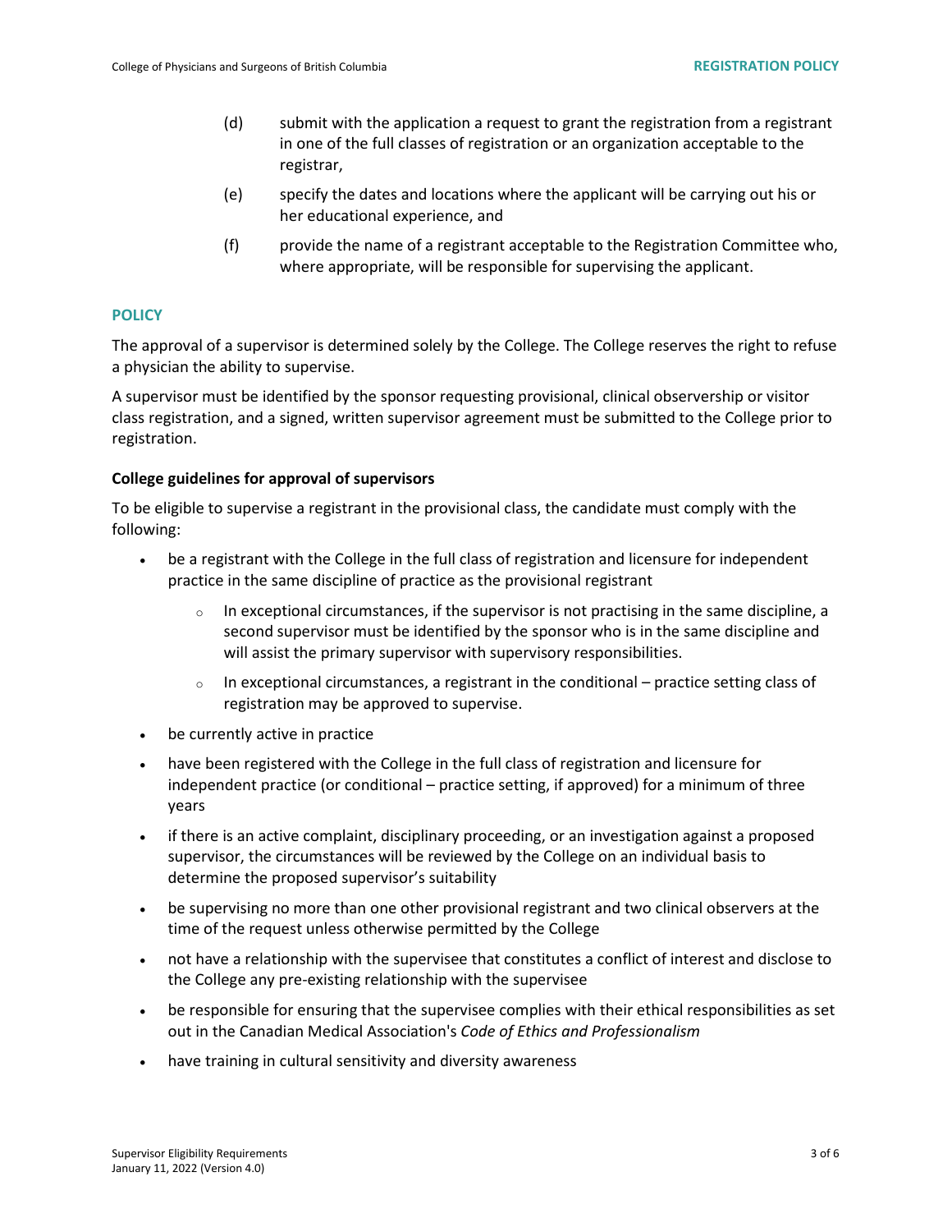(d) submit with the application a request to grant the registration from a registrant in one of the full classes of registration or an organization acceptable to the registrar,

(e) specify the dates and locations where the applicant will be carrying out his or her educational experience, and

(f) provide the name of a registrant acceptable to the Registration Committee who, where appropriate, will be responsible for supervising the applicant.

## POLICY

The approval of a supervisor is determined solely by the College. The College reserves the right to refuse a physician the ability to supervise.

A supervisor must be identified by the sponsor requesting provisional, clinical observership or visitor class registration, and a signed, written supervisor agreement must be submitted to the College prior to registration.

### College guidelines for approval of supervisors

To be eligible to supervise a registrant in the provisional class, the candidate must comply with the following:

- be a registrant with the College in the full class of registration and licensure for independent practice in the same discipline of practice as the provisional registrant
    - In exceptional circumstances, if the supervisor is not practising in the same discipline, a second supervisor must be identified by the sponsor who is in the same discipline and will assist the primary supervisor with supervisory responsibilities.
    - In exceptional circumstances, a registrant in the conditional – practice setting class of registration may be approved to supervise.
- be currently active in practice
- have been registered with the College in the full class of registration and licensure for independent practice (or conditional – practice setting, if approved) for a minimum of three years
- if there is an active complaint, disciplinary proceeding, or an investigation against a proposed supervisor, the circumstances will be reviewed by the College on an individual basis to determine the proposed supervisor's suitability
- be supervising no more than one other provisional registrant and two clinical observers at the time of the request unless otherwise permitted by the College
- not have a relationship with the supervisee that constitutes a conflict of interest and disclose to the College any pre-existing relationship with the supervisee
- be responsible for ensuring that the supervisee complies with their ethical responsibilities as set out in the Canadian Medical Association's *Code of Ethics and Professionalism*
- have training in cultural sensitivity and diversity awareness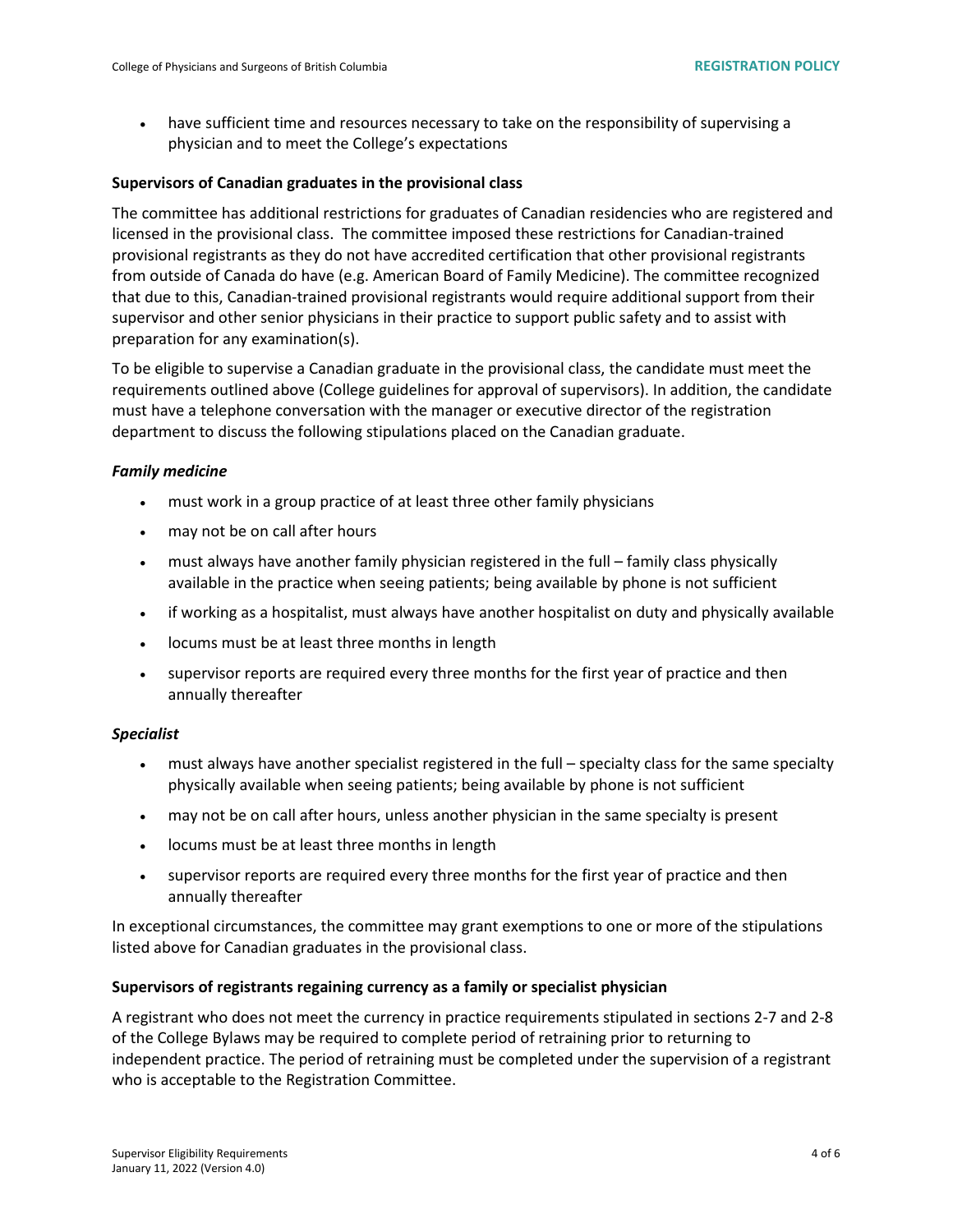- have sufficient time and resources necessary to take on the responsibility of supervising a physician and to meet the College's expectations

**Supervisors of Canadian graduates in the provisional class**

The committee has additional restrictions for graduates of Canadian residencies who are registered and licensed in the provisional class. The committee imposed these restrictions for Canadian-trained provisional registrants as they do not have accredited certification that other provisional registrants from outside of Canada do have (e.g. American Board of Family Medicine). The committee recognized that due to this, Canadian-trained provisional registrants would require additional support from their supervisor and other senior physicians in their practice to support public safety and to assist with preparation for any examination(s).

To be eligible to supervise a Canadian graduate in the provisional class, the candidate must meet the requirements outlined above (College guidelines for approval of supervisors). In addition, the candidate must have a telephone conversation with the manager or executive director of the registration department to discuss the following stipulations placed on the Canadian graduate.

***Family medicine***

- must work in a group practice of at least three other family physicians
- may not be on call after hours
- must always have another family physician registered in the full – family class physically available in the practice when seeing patients; being available by phone is not sufficient
- if working as a hospitalist, must always have another hospitalist on duty and physically available
- locums must be at least three months in length
- supervisor reports are required every three months for the first year of practice and then annually thereafter

***Specialist***

- must always have another specialist registered in the full – specialty class for the same specialty physically available when seeing patients; being available by phone is not sufficient
- may not be on call after hours, unless another physician in the same specialty is present
- locums must be at least three months in length
- supervisor reports are required every three months for the first year of practice and then annually thereafter

In exceptional circumstances, the committee may grant exemptions to one or more of the stipulations listed above for Canadian graduates in the provisional class.

**Supervisors of registrants regaining currency as a family or specialist physician**

A registrant who does not meet the currency in practice requirements stipulated in sections 2-7 and 2-8 of the College Bylaws may be required to complete period of retraining prior to returning to independent practice. The period of retraining must be completed under the supervision of a registrant who is acceptable to the Registration Committee.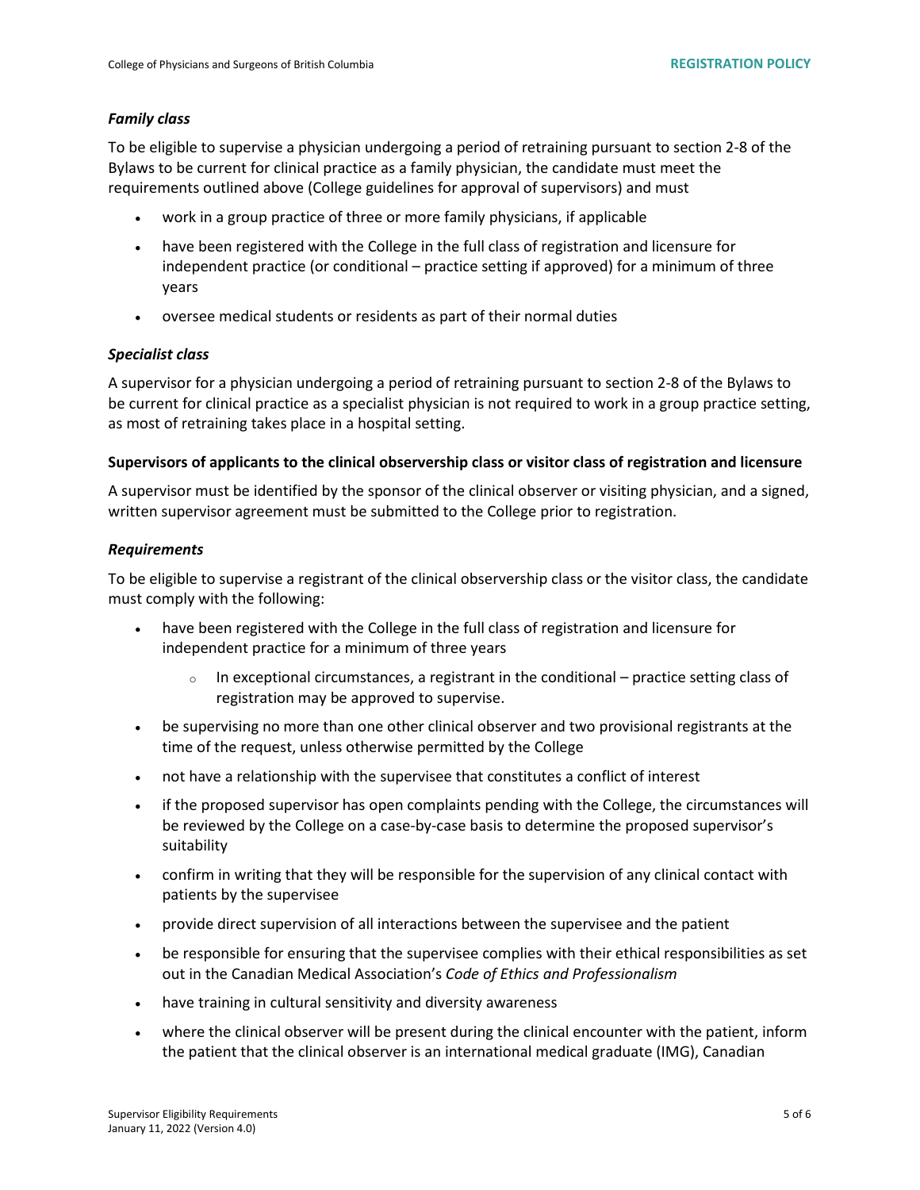### *Family class*

To be eligible to supervise a physician undergoing a period of retraining pursuant to section 2-8 of the Bylaws to be current for clinical practice as a family physician, the candidate must meet the requirements outlined above (College guidelines for approval of supervisors) and must

- work in a group practice of three or more family physicians, if applicable
- have been registered with the College in the full class of registration and licensure for independent practice (or conditional – practice setting if approved) for a minimum of three years
- oversee medical students or residents as part of their normal duties

### *Specialist class*

A supervisor for a physician undergoing a period of retraining pursuant to section 2-8 of the Bylaws to be current for clinical practice as a specialist physician is not required to work in a group practice setting, as most of retraining takes place in a hospital setting.

## Supervisors of applicants to the clinical observership class or visitor class of registration and licensure

A supervisor must be identified by the sponsor of the clinical observer or visiting physician, and a signed, written supervisor agreement must be submitted to the College prior to registration.

### *Requirements*

To be eligible to supervise a registrant of the clinical observership class or the visitor class, the candidate must comply with the following:

- have been registered with the College in the full class of registration and licensure for independent practice for a minimum of three years
  - In exceptional circumstances, a registrant in the conditional – practice setting class of registration may be approved to supervise.
- be supervising no more than one other clinical observer and two provisional registrants at the time of the request, unless otherwise permitted by the College
- not have a relationship with the supervisee that constitutes a conflict of interest
- if the proposed supervisor has open complaints pending with the College, the circumstances will be reviewed by the College on a case-by-case basis to determine the proposed supervisor's suitability
- confirm in writing that they will be responsible for the supervision of any clinical contact with patients by the supervisee
- provide direct supervision of all interactions between the supervisee and the patient
- be responsible for ensuring that the supervisee complies with their ethical responsibilities as set out in the Canadian Medical Association's *Code of Ethics and Professionalism*
- have training in cultural sensitivity and diversity awareness
- where the clinical observer will be present during the clinical encounter with the patient, inform the patient that the clinical observer is an international medical graduate (IMG), Canadian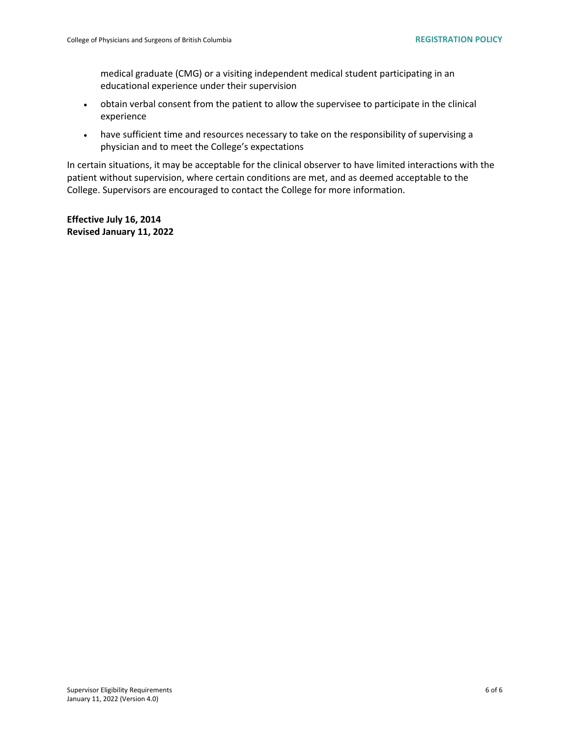medical graduate (CMG) or a visiting independent medical student participating in an educational experience under their supervision

- obtain verbal consent from the patient to allow the supervisee to participate in the clinical experience
- have sufficient time and resources necessary to take on the responsibility of supervising a physician and to meet the College's expectations

In certain situations, it may be acceptable for the clinical observer to have limited interactions with the patient without supervision, where certain conditions are met, and as deemed acceptable to the College. Supervisors are encouraged to contact the College for more information.

**Effective July 16, 2014**
**Revised January 11, 2022**